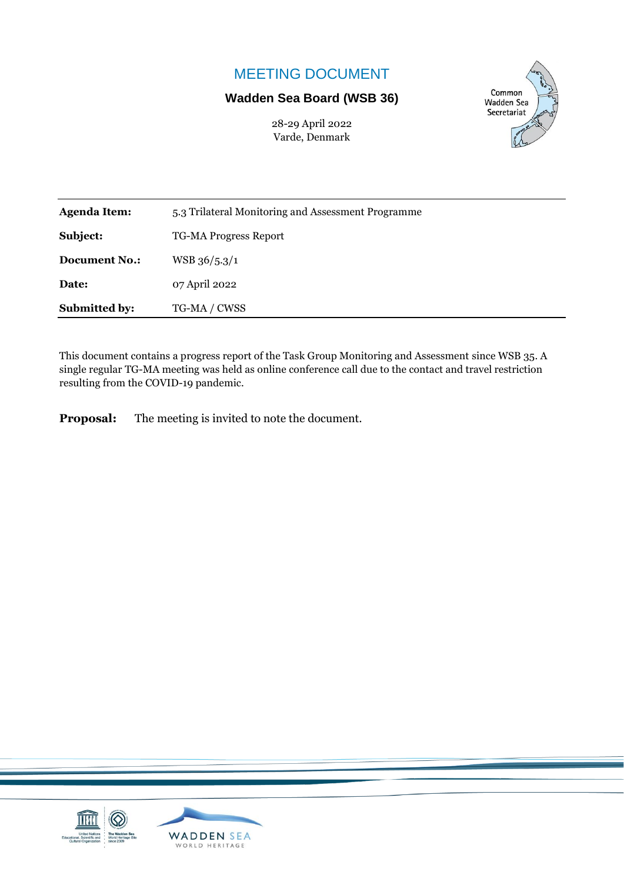# MEETING DOCUMENT

**Wadden Sea Board (WSB 36)**

28-29 April 2022
Varde, Denmark

Common Wadden Sea Secretariat

| | |
|---|---|
| **Agenda Item:** | 5.3 Trilateral Monitoring and Assessment Programme |
| **Subject:** | TG-MA Progress Report |
| **Document No.:** | WSB 36/5.3/1 |
| **Date:** | 07 April 2022 |
| **Submitted by:** | TG-MA / CWSS |

This document contains a progress report of the Task Group Monitoring and Assessment since WSB 35. A single regular TG-MA meeting was held as online conference call due to the contact and travel restriction resulting from the COVID-19 pandemic.

**Proposal:** The meeting is invited to note the document.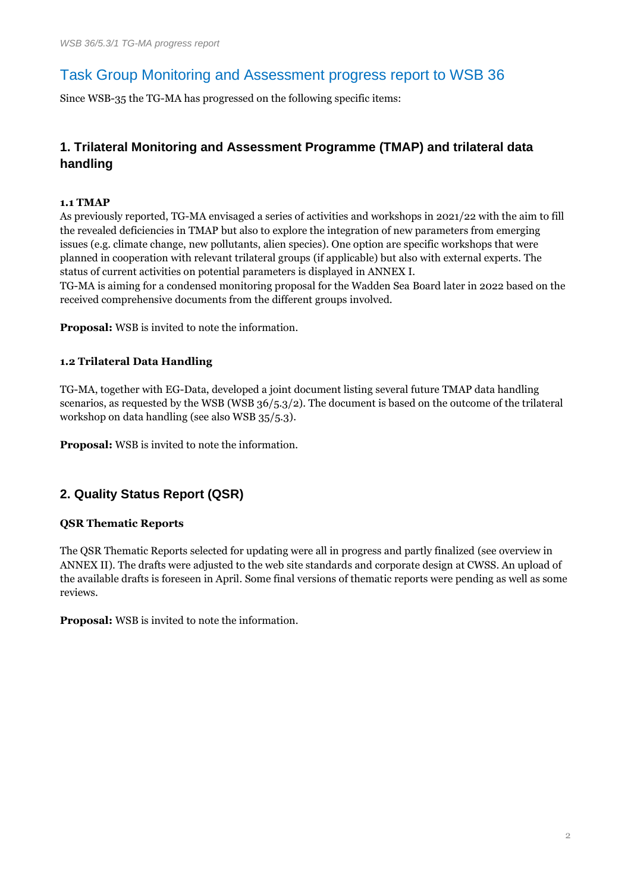# Task Group Monitoring and Assessment progress report to WSB 36

Since WSB-35 the TG-MA has progressed on the following specific items:

## 1. Trilateral Monitoring and Assessment Programme (TMAP) and trilateral data handling

### 1.1 TMAP

As previously reported, TG-MA envisaged a series of activities and workshops in 2021/22 with the aim to fill the revealed deficiencies in TMAP but also to explore the integration of new parameters from emerging issues (e.g. climate change, new pollutants, alien species). One option are specific workshops that were planned in cooperation with relevant trilateral groups (if applicable) but also with external experts. The status of current activities on potential parameters is displayed in ANNEX I.

TG-MA is aiming for a condensed monitoring proposal for the Wadden Sea Board later in 2022 based on the received comprehensive documents from the different groups involved.

**Proposal:** WSB is invited to note the information.

### 1.2 Trilateral Data Handling

TG-MA, together with EG-Data, developed a joint document listing several future TMAP data handling scenarios, as requested by the WSB (WSB 36/5.3/2). The document is based on the outcome of the trilateral workshop on data handling (see also WSB 35/5.3).

**Proposal:** WSB is invited to note the information.

## 2. Quality Status Report (QSR)

### QSR Thematic Reports

The QSR Thematic Reports selected for updating were all in progress and partly finalized (see overview in ANNEX II). The drafts were adjusted to the web site standards and corporate design at CWSS. An upload of the available drafts is foreseen in April. Some final versions of thematic reports were pending as well as some reviews.

**Proposal:** WSB is invited to note the information.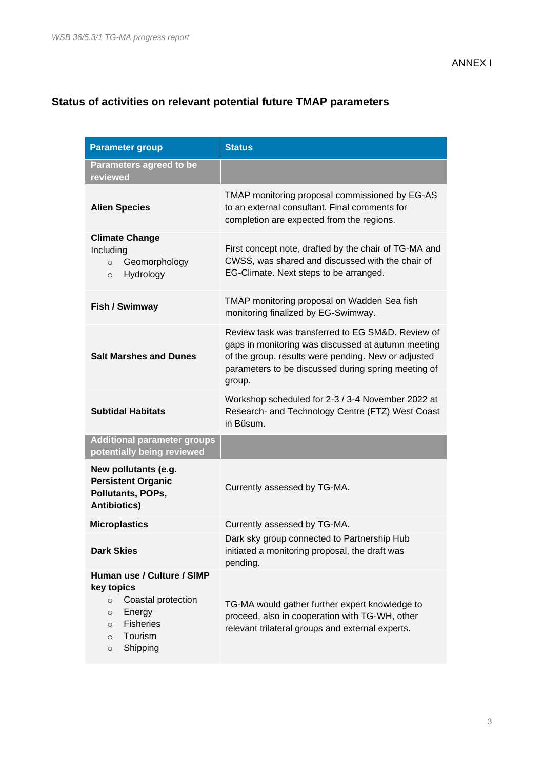ANNEX I

## Status of activities on relevant potential future TMAP parameters

| Parameter group | Status |
|---|---|
| **Parameters agreed to be reviewed** | |
| **Alien Species** | TMAP monitoring proposal commissioned by EG-AS to an external consultant. Final comments for completion are expected from the regions. |
| **Climate Change** Including <br>◦ Geomorphology <br>◦ Hydrology | First concept note, drafted by the chair of TG-MA and CWSS, was shared and discussed with the chair of EG-Climate. Next steps to be arranged. |
| **Fish / Swimway** | TMAP monitoring proposal on Wadden Sea fish monitoring finalized by EG-Swimway. |
| **Salt Marshes and Dunes** | Review task was transferred to EG SM&D. Review of gaps in monitoring was discussed at autumn meeting of the group, results were pending. New or adjusted parameters to be discussed during spring meeting of group. |
| **Subtidal Habitats** | Workshop scheduled for 2-3 / 3-4 November 2022 at Research- and Technology Centre (FTZ) West Coast in Büsum. |
| **Additional parameter groups potentially being reviewed** | |
| **New pollutants (e.g. Persistent Organic Pollutants, POPs, Antibiotics)** | Currently assessed by TG-MA. |
| **Microplastics** | Currently assessed by TG-MA. |
| **Dark Skies** | Dark sky group connected to Partnership Hub initiated a monitoring proposal, the draft was pending. |
| **Human use / Culture / SIMP key topics** <br>◦ Coastal protection <br>◦ Energy <br>◦ Fisheries <br>◦ Tourism <br>◦ Shipping | TG-MA would gather further expert knowledge to proceed, also in cooperation with TG-WH, other relevant trilateral groups and external experts. |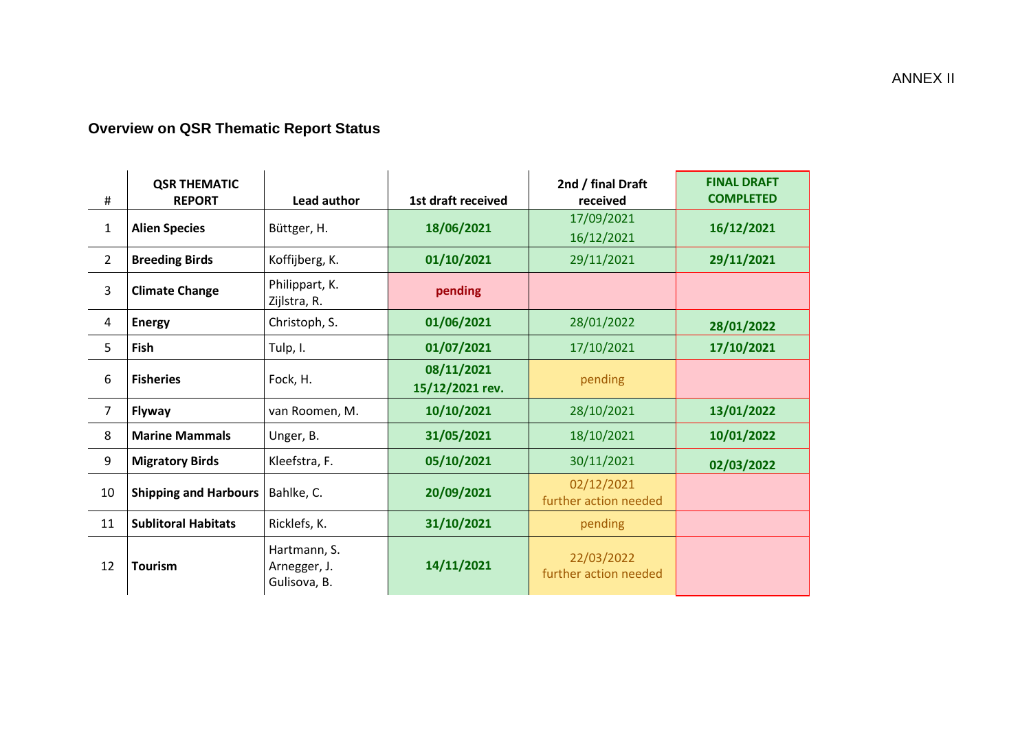ANNEX II

## Overview on QSR Thematic Report Status

| # | QSR THEMATIC REPORT | Lead author | 1st draft received | 2nd / final Draft received | FINAL DRAFT COMPLETED |
|---|---|---|---|---|---|
| 1 | **Alien Species** | Büttger, H. | **18/06/2021** | 17/09/2021<br>16/12/2021 | **16/12/2021** |
| 2 | **Breeding Birds** | Koffijberg, K. | **01/10/2021** | 29/11/2021 | **29/11/2021** |
| 3 | **Climate Change** | Philippart, K.<br>Zijlstra, R. | **pending** | | |
| 4 | **Energy** | Christoph, S. | **01/06/2021** | 28/01/2022 | **28/01/2022** |
| 5 | **Fish** | Tulp, I. | **01/07/2021** | 17/10/2021 | **17/10/2021** |
| 6 | **Fisheries** | Fock, H. | **08/11/2021**<br>**15/12/2021 rev.** | pending | |
| 7 | **Flyway** | van Roomen, M. | **10/10/2021** | 28/10/2021 | **13/01/2022** |
| 8 | **Marine Mammals** | Unger, B. | **31/05/2021** | 18/10/2021 | **10/01/2022** |
| 9 | **Migratory Birds** | Kleefstra, F. | **05/10/2021** | 30/11/2021 | **02/03/2022** |
| 10 | **Shipping and Harbours** | Bahlke, C. | **20/09/2021** | 02/12/2021<br>further action needed | |
| 11 | **Sublitoral Habitats** | Ricklefs, K. | **31/10/2021** | pending | |
| 12 | **Tourism** | Hartmann, S.<br>Arnegger, J.<br>Gulisova, B. | **14/11/2021** | 22/03/2022<br>further action needed | |